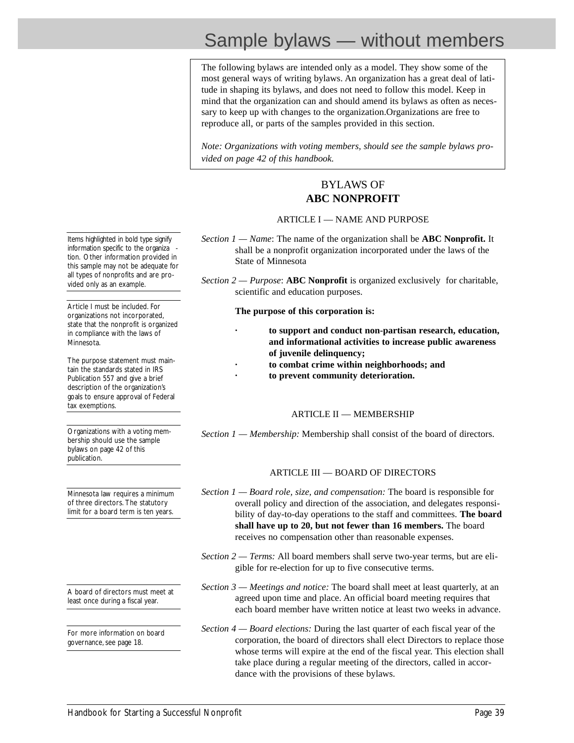# Sample bylaws — without members

> The following bylaws are intended only as a model. They show some of the most general ways of writing bylaws. An organization has a great deal of latitude in shaping its bylaws, and does not need to follow this model. Keep in mind that the organization can and should amend its bylaws as often as necessary to keep up with changes to the organization.Organizations are free to reproduce all, or parts of the samples provided in this section.
>
> *Note: Organizations with voting members, should see the sample bylaws provided on page 42 of this handbook.*

## BYLAWS OF
## ABC NONPROFIT

### ARTICLE I — NAME AND PURPOSE

Items highlighted in bold type signify information specific to the organization. Other information provided in this sample may not be adequate for all types of nonprofits and are provided only as an example.

*Section 1 — Name*: The name of the organization shall be **ABC Nonprofit.** It shall be a nonprofit organization incorporated under the laws of the State of Minnesota

*Section 2 — Purpose*: **ABC Nonprofit** is organized exclusively for charitable, scientific and education purposes.

Article I must be included. For organizations not incorporated, state that the nonprofit is organized in compliance with the laws of Minnesota.

The purpose statement must maintain the standards stated in IRS Publication 557 and give a brief description of the organization's goals to ensure approval of Federal tax exemptions.

**The purpose of this corporation is:**

- **to support and conduct non-partisan research, education, and informational activities to increase public awareness of juvenile delinquency;**
- **to combat crime within neighborhoods; and**
- **to prevent community deterioration.**

### ARTICLE II — MEMBERSHIP

Organizations with a voting membership should use the sample bylaws on page 42 of this publication.

*Section 1 — Membership:* Membership shall consist of the board of directors.

### ARTICLE III — BOARD OF DIRECTORS

Minnesota law requires a minimum of three directors. The statutory limit for a board term is ten years.

*Section 1 — Board role, size, and compensation:* The board is responsible for overall policy and direction of the association, and delegates responsibility of day-to-day operations to the staff and committees. **The board shall have up to 20, but not fewer than 16 members.** The board receives no compensation other than reasonable expenses.

*Section 2 — Terms:* All board members shall serve two-year terms, but are eligible for re-election for up to five consecutive terms.

A board of directors must meet at least once during a fiscal year.

*Section 3 — Meetings and notice:* The board shall meet at least quarterly, at an agreed upon time and place. An official board meeting requires that each board member have written notice at least two weeks in advance.

For more information on board governance, see page 18.

*Section 4 — Board elections:* During the last quarter of each fiscal year of the corporation, the board of directors shall elect Directors to replace those whose terms will expire at the end of the fiscal year. This election shall take place during a regular meeting of the directors, called in accordance with the provisions of these bylaws.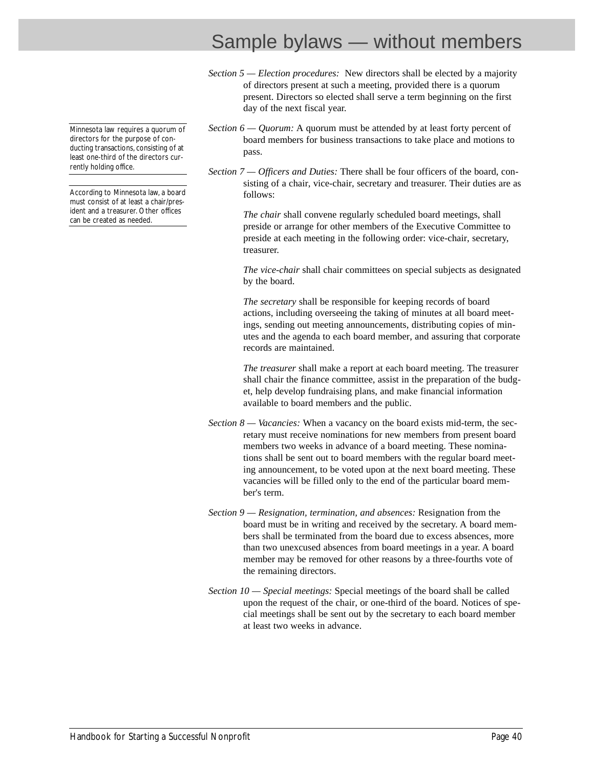# Sample bylaws — without members

*Section 5 — Election procedures:* New directors shall be elected by a majority of directors present at such a meeting, provided there is a quorum present. Directors so elected shall serve a term beginning on the first day of the next fiscal year.

> Minnesota law requires a quorum of directors for the purpose of conducting transactions, consisting of at least one-third of the directors currently holding office.

> According to Minnesota law, a board must consist of at least a chair/president and a treasurer. Other offices can be created as needed.

*Section 6 — Quorum:* A quorum must be attended by at least forty percent of board members for business transactions to take place and motions to pass.

*Section 7 — Officers and Duties:* There shall be four officers of the board, consisting of a chair, vice-chair, secretary and treasurer. Their duties are as follows:

*The chair* shall convene regularly scheduled board meetings, shall preside or arrange for other members of the Executive Committee to preside at each meeting in the following order: vice-chair, secretary, treasurer.

*The vice-chair* shall chair committees on special subjects as designated by the board.

*The secretary* shall be responsible for keeping records of board actions, including overseeing the taking of minutes at all board meetings, sending out meeting announcements, distributing copies of minutes and the agenda to each board member, and assuring that corporate records are maintained.

*The treasurer* shall make a report at each board meeting. The treasurer shall chair the finance committee, assist in the preparation of the budget, help develop fundraising plans, and make financial information available to board members and the public.

*Section 8 — Vacancies:* When a vacancy on the board exists mid-term, the secretary must receive nominations for new members from present board members two weeks in advance of a board meeting. These nominations shall be sent out to board members with the regular board meeting announcement, to be voted upon at the next board meeting. These vacancies will be filled only to the end of the particular board member's term.

*Section 9 — Resignation, termination, and absences:* Resignation from the board must be in writing and received by the secretary. A board members shall be terminated from the board due to excess absences, more than two unexcused absences from board meetings in a year. A board member may be removed for other reasons by a three-fourths vote of the remaining directors.

*Section 10 — Special meetings:* Special meetings of the board shall be called upon the request of the chair, or one-third of the board. Notices of special meetings shall be sent out by the secretary to each board member at least two weeks in advance.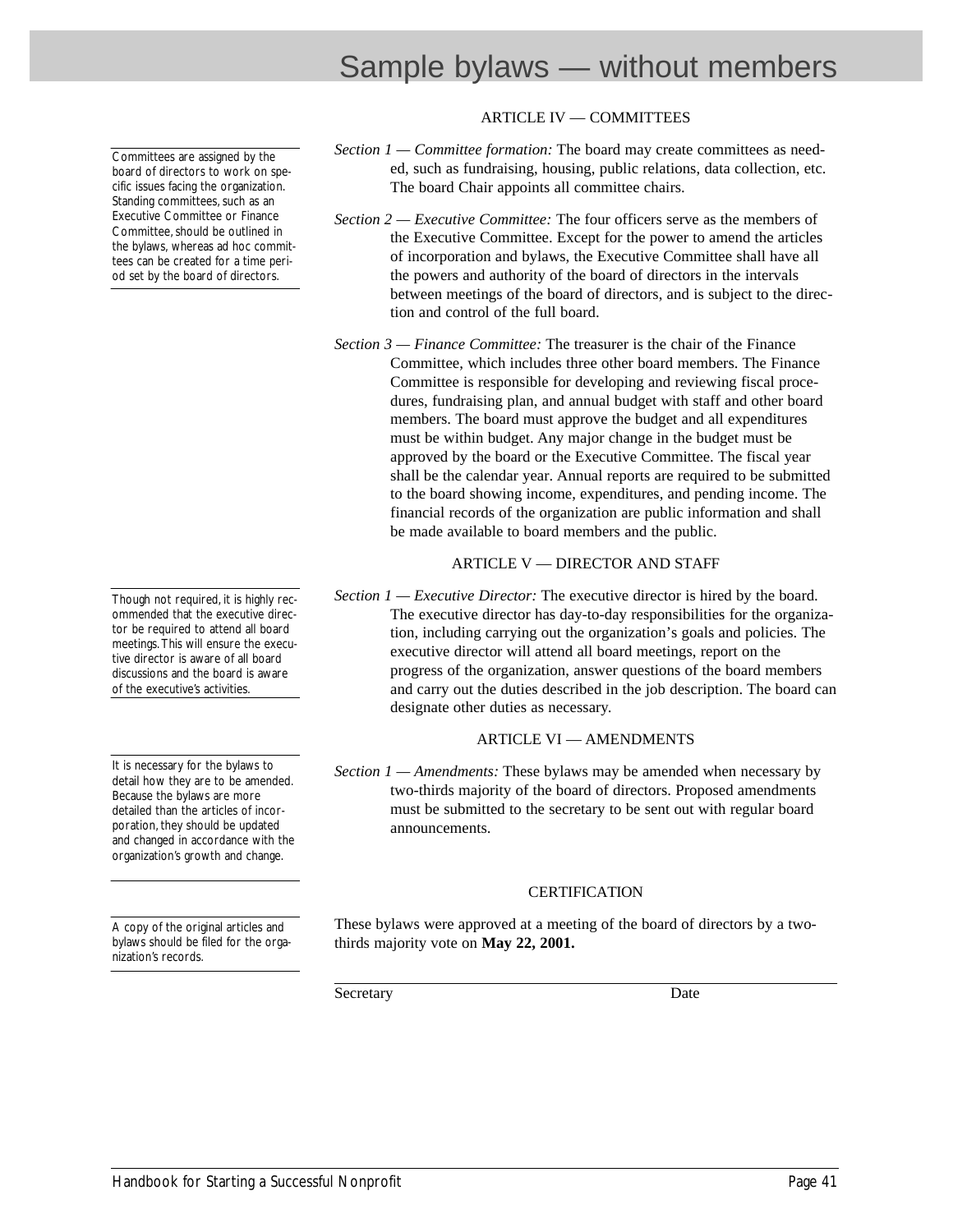# Sample bylaws — without members

Committees are assigned by the board of directors to work on specific issues facing the organization. Standing committees, such as an Executive Committee or Finance Committee, should be outlined in the bylaws, whereas ad hoc committees can be created for a time period set by the board of directors.

ARTICLE IV — COMMITTEES

*Section 1 — Committee formation:* The board may create committees as needed, such as fundraising, housing, public relations, data collection, etc. The board Chair appoints all committee chairs.

*Section 2 — Executive Committee:* The four officers serve as the members of the Executive Committee. Except for the power to amend the articles of incorporation and bylaws, the Executive Committee shall have all the powers and authority of the board of directors in the intervals between meetings of the board of directors, and is subject to the direction and control of the full board.

*Section 3 — Finance Committee:* The treasurer is the chair of the Finance Committee, which includes three other board members. The Finance Committee is responsible for developing and reviewing fiscal procedures, fundraising plan, and annual budget with staff and other board members. The board must approve the budget and all expenditures must be within budget. Any major change in the budget must be approved by the board or the Executive Committee. The fiscal year shall be the calendar year. Annual reports are required to be submitted to the board showing income, expenditures, and pending income. The financial records of the organization are public information and shall be made available to board members and the public.

Though not required, it is highly recommended that the executive director be required to attend all board meetings. This will ensure the executive director is aware of all board discussions and the board is aware of the executive's activities.

ARTICLE V — DIRECTOR AND STAFF

*Section 1 — Executive Director:* The executive director is hired by the board. The executive director has day-to-day responsibilities for the organization, including carrying out the organization's goals and policies. The executive director will attend all board meetings, report on the progress of the organization, answer questions of the board members and carry out the duties described in the job description. The board can designate other duties as necessary.

It is necessary for the bylaws to detail how they are to be amended. Because the bylaws are more detailed than the articles of incorporation, they should be updated and changed in accordance with the organization's growth and change.

ARTICLE VI — AMENDMENTS

*Section 1 — Amendments:* These bylaws may be amended when necessary by two-thirds majority of the board of directors. Proposed amendments must be submitted to the secretary to be sent out with regular board announcements.

A copy of the original articles and bylaws should be filed for the organization's records.

CERTIFICATION

These bylaws were approved at a meeting of the board of directors by a two-thirds majority vote on **May 22, 2001.**

Secretary Date